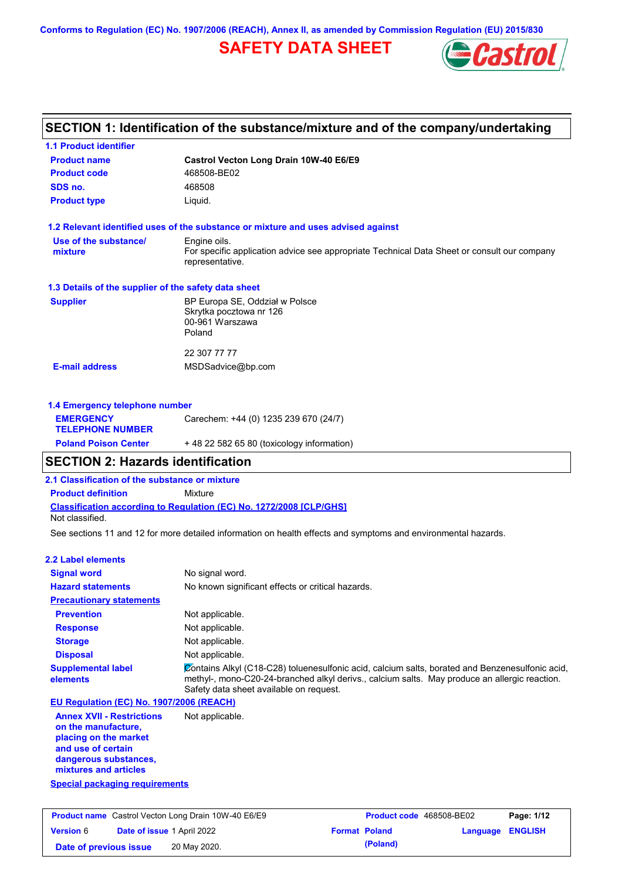Conforms to Regulation (EC) No. 1907/2006 (REACH), Annex II, as amended by Commission Regulation (EU) 2015/830

# SAFETY DATA SHEET

## SECTION 1: Identification of the substance/mixture and of the company/undertaking

### 1.1 Product identifier

| | |
|---|---|
| **Product name** | **Castrol Vecton Long Drain 10W-40 E6/E9** |
| **Product code** | 468508-BE02 |
| **SDS no.** | 468508 |
| **Product type** | Liquid. |

### 1.2 Relevant identified uses of the substance or mixture and uses advised against

**Use of the substance/ mixture**: Engine oils.
For specific application advice see appropriate Technical Data Sheet or consult our company representative.

### 1.3 Details of the supplier of the safety data sheet

**Supplier**: BP Europa SE, Oddział w Polsce
Skrytka pocztowa nr 126
00-961 Warszawa
Poland

22 307 77 77

**E-mail address**: MSDSadvice@bp.com

### 1.4 Emergency telephone number

| | |
|---|---|
| **EMERGENCY TELEPHONE NUMBER** | Carechem: +44 (0) 1235 239 670 (24/7) |
| **Poland Poison Center** | + 48 22 582 65 80 (toxicology information) |

## SECTION 2: Hazards identification

### 2.1 Classification of the substance or mixture

**Product definition**: Mixture

**Classification according to Regulation (EC) No. 1272/2008 [CLP/GHS]**

Not classified.

See sections 11 and 12 for more detailed information on health effects and symptoms and environmental hazards.

### 2.2 Label elements

| | |
|---|---|
| **Signal word** | No signal word. |
| **Hazard statements** | No known significant effects or critical hazards. |

**Precautionary statements**

| | |
|---|---|
| **Prevention** | Not applicable. |
| **Response** | Not applicable. |
| **Storage** | Not applicable. |
| **Disposal** | Not applicable. |
| **Supplemental label elements** | Contains Alkyl (C18-C28) toluenesulfonic acid, calcium salts, borated and Benzenesulfonic acid, methyl-, mono-C20-24-branched alkyl derivs., calcium salts. May produce an allergic reaction. Safety data sheet available on request. |

**EU Regulation (EC) No. 1907/2006 (REACH)**

| | |
|---|---|
| **Annex XVII - Restrictions on the manufacture, placing on the market and use of certain dangerous substances, mixtures and articles** | Not applicable. |

**Special packaging requirements**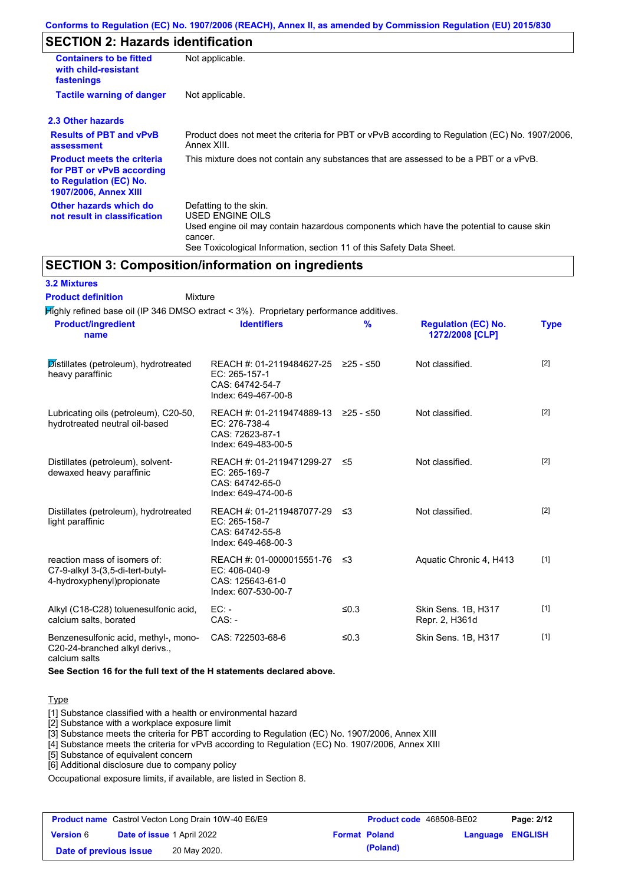## SECTION 2: Hazards identification

| | |
|---|---|
| **Containers to be fitted with child-resistant fastenings** | Not applicable. |
| **Tactile warning of danger** | Not applicable. |

### 2.3 Other hazards

| | |
|---|---|
| **Results of PBT and vPvB assessment** | Product does not meet the criteria for PBT or vPvB according to Regulation (EC) No. 1907/2006, Annex XIII. |
| **Product meets the criteria for PBT or vPvB according to Regulation (EC) No. 1907/2006, Annex XIII** | This mixture does not contain any substances that are assessed to be a PBT or a vPvB. |
| **Other hazards which do not result in classification** | Defatting to the skin.<br>USED ENGINE OILS<br>Used engine oil may contain hazardous components which have the potential to cause skin cancer.<br>See Toxicological Information, section 11 of this Safety Data Sheet. |

## SECTION 3: Composition/information on ingredients

### 3.2 Mixtures

**Product definition** Mixture

Highly refined base oil (IP 346 DMSO extract < 3%). Proprietary performance additives.

| Product/ingredient name | Identifiers | % | Regulation (EC) No. 1272/2008 [CLP] | Type |
|---|---|---|---|---|
| Distillates (petroleum), hydrotreated heavy paraffinic | REACH #: 01-2119484627-25<br>EC: 265-157-1<br>CAS: 64742-54-7<br>Index: 649-467-00-8 | ≥25 - ≤50 | Not classified. | [2] |
| Lubricating oils (petroleum), C20-50, hydrotreated neutral oil-based | REACH #: 01-2119474889-13<br>EC: 276-738-4<br>CAS: 72623-87-1<br>Index: 649-483-00-5 | ≥25 - ≤50 | Not classified. | [2] |
| Distillates (petroleum), solvent-dewaxed heavy paraffinic | REACH #: 01-2119471299-27<br>EC: 265-169-7<br>CAS: 64742-65-0<br>Index: 649-474-00-6 | ≤5 | Not classified. | [2] |
| Distillates (petroleum), hydrotreated light paraffinic | REACH #: 01-2119487077-29<br>EC: 265-158-7<br>CAS: 64742-55-8<br>Index: 649-468-00-3 | ≤3 | Not classified. | [2] |
| reaction mass of isomers of: C7-9-alkyl 3-(3,5-di-tert-butyl-4-hydroxyphenyl)propionate | REACH #: 01-0000015551-76<br>EC: 406-040-9<br>CAS: 125643-61-0<br>Index: 607-530-00-7 | ≤3 | Aquatic Chronic 4, H413 | [1] |
| Alkyl (C18-C28) toluenesulfonic acid, calcium salts, borated | EC: -<br>CAS: - | ≤0.3 | Skin Sens. 1B, H317<br>Repr. 2, H361d | [1] |
| Benzenesulfonic acid, methyl-, mono-C20-24-branched alkyl derivs., calcium salts | CAS: 722503-68-6 | ≤0.3 | Skin Sens. 1B, H317 | [1] |

**See Section 16 for the full text of the H statements declared above.**

Type

[1] Substance classified with a health or environmental hazard
[2] Substance with a workplace exposure limit
[3] Substance meets the criteria for PBT according to Regulation (EC) No. 1907/2006, Annex XIII
[4] Substance meets the criteria for vPvB according to Regulation (EC) No. 1907/2006, Annex XIII
[5] Substance of equivalent concern
[6] Additional disclosure due to company policy

Occupational exposure limits, if available, are listed in Section 8.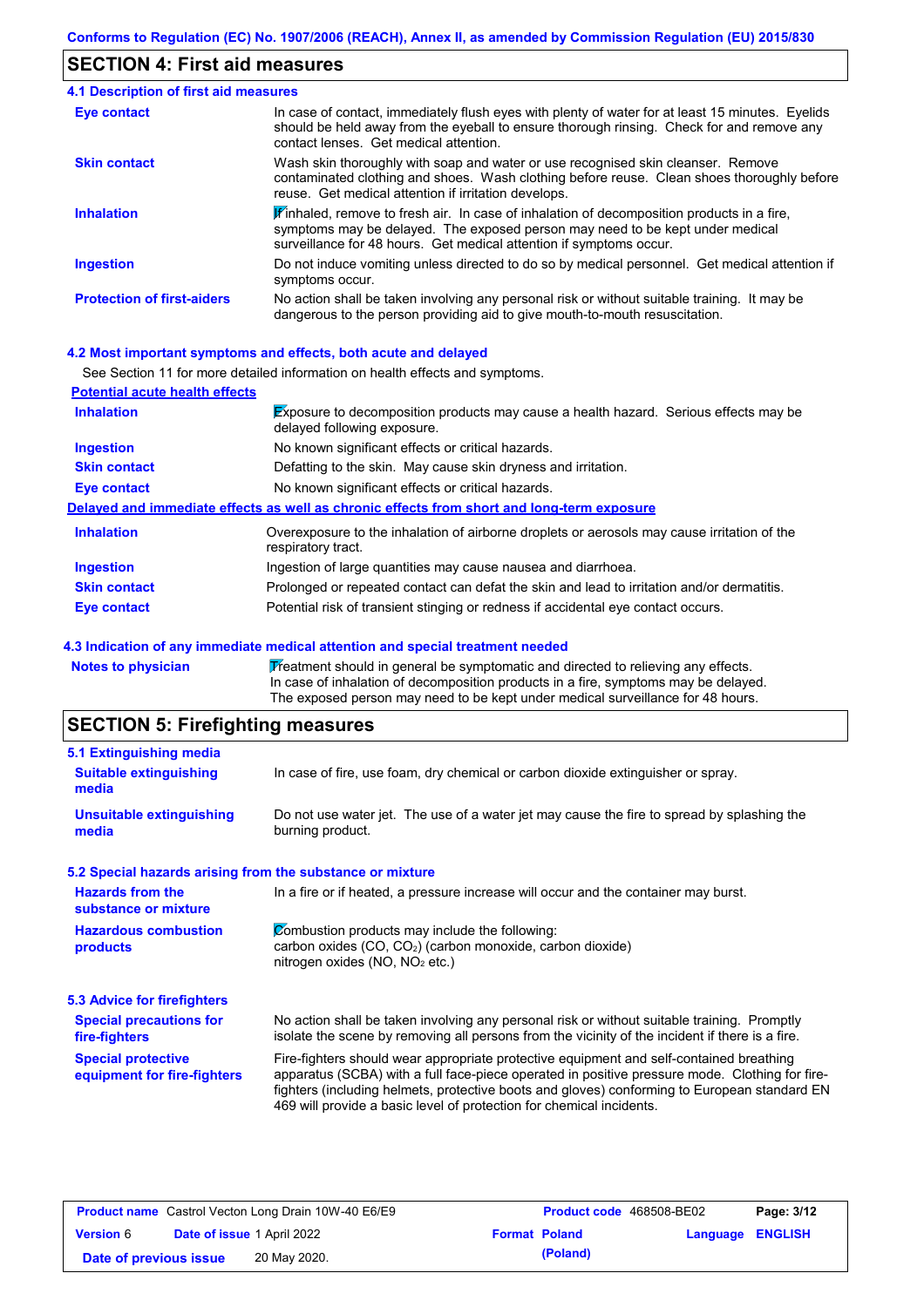## SECTION 4: First aid measures

### 4.1 Description of first aid measures

| | |
|---|---|
| **Eye contact** | In case of contact, immediately flush eyes with plenty of water for at least 15 minutes. Eyelids should be held away from the eyeball to ensure thorough rinsing. Check for and remove any contact lenses. Get medical attention. |
| **Skin contact** | Wash skin thoroughly with soap and water or use recognised skin cleanser. Remove contaminated clothing and shoes. Wash clothing before reuse. Clean shoes thoroughly before reuse. Get medical attention if irritation develops. |
| **Inhalation** | If inhaled, remove to fresh air. In case of inhalation of decomposition products in a fire, symptoms may be delayed. The exposed person may need to be kept under medical surveillance for 48 hours. Get medical attention if symptoms occur. |
| **Ingestion** | Do not induce vomiting unless directed to do so by medical personnel. Get medical attention if symptoms occur. |
| **Protection of first-aiders** | No action shall be taken involving any personal risk or without suitable training. It may be dangerous to the person providing aid to give mouth-to-mouth resuscitation. |

### 4.2 Most important symptoms and effects, both acute and delayed

See Section 11 for more detailed information on health effects and symptoms.

**Potential acute health effects**

| | |
|---|---|
| **Inhalation** | Exposure to decomposition products may cause a health hazard. Serious effects may be delayed following exposure. |
| **Ingestion** | No known significant effects or critical hazards. |
| **Skin contact** | Defatting to the skin. May cause skin dryness and irritation. |
| **Eye contact** | No known significant effects or critical hazards. |

**Delayed and immediate effects as well as chronic effects from short and long-term exposure**

| | |
|---|---|
| **Inhalation** | Overexposure to the inhalation of airborne droplets or aerosols may cause irritation of the respiratory tract. |
| **Ingestion** | Ingestion of large quantities may cause nausea and diarrhoea. |
| **Skin contact** | Prolonged or repeated contact can defat the skin and lead to irritation and/or dermatitis. |
| **Eye contact** | Potential risk of transient stinging or redness if accidental eye contact occurs. |

### 4.3 Indication of any immediate medical attention and special treatment needed

| | |
|---|---|
| **Notes to physician** | Treatment should in general be symptomatic and directed to relieving any effects. In case of inhalation of decomposition products in a fire, symptoms may be delayed. The exposed person may need to be kept under medical surveillance for 48 hours. |

## SECTION 5: Firefighting measures

### 5.1 Extinguishing media

| | |
|---|---|
| **Suitable extinguishing media** | In case of fire, use foam, dry chemical or carbon dioxide extinguisher or spray. |
| **Unsuitable extinguishing media** | Do not use water jet. The use of a water jet may cause the fire to spread by splashing the burning product. |

### 5.2 Special hazards arising from the substance or mixture

| | |
|---|---|
| **Hazards from the substance or mixture** | In a fire or if heated, a pressure increase will occur and the container may burst. |
| **Hazardous combustion products** | Combustion products may include the following: carbon oxides (CO, $CO_2$) (carbon monoxide, carbon dioxide) nitrogen oxides (NO, $NO_2$ etc.) |

### 5.3 Advice for firefighters

| | |
|---|---|
| **Special precautions for fire-fighters** | No action shall be taken involving any personal risk or without suitable training. Promptly isolate the scene by removing all persons from the vicinity of the incident if there is a fire. |
| **Special protective equipment for fire-fighters** | Fire-fighters should wear appropriate protective equipment and self-contained breathing apparatus (SCBA) with a full face-piece operated in positive pressure mode. Clothing for fire-fighters (including helmets, protective boots and gloves) conforming to European standard EN 469 will provide a basic level of protection for chemical incidents. |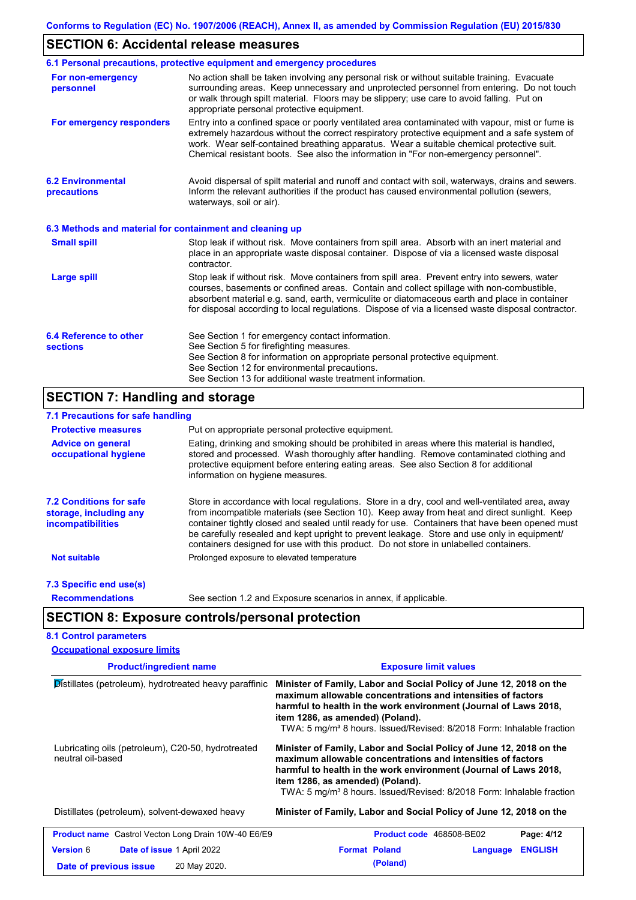## SECTION 6: Accidental release measures

### 6.1 Personal precautions, protective equipment and emergency procedures

**For non-emergency personnel**

No action shall be taken involving any personal risk or without suitable training. Evacuate surrounding areas. Keep unnecessary and unprotected personnel from entering. Do not touch or walk through spilt material. Floors may be slippery; use care to avoid falling. Put on appropriate personal protective equipment.

**For emergency responders**

Entry into a confined space or poorly ventilated area contaminated with vapour, mist or fume is extremely hazardous without the correct respiratory protective equipment and a safe system of work. Wear self-contained breathing apparatus. Wear a suitable chemical protective suit. Chemical resistant boots. See also the information in "For non-emergency personnel".

### 6.2 Environmental precautions

Avoid dispersal of spilt material and runoff and contact with soil, waterways, drains and sewers. Inform the relevant authorities if the product has caused environmental pollution (sewers, waterways, soil or air).

### 6.3 Methods and material for containment and cleaning up

**Small spill**

Stop leak if without risk. Move containers from spill area. Absorb with an inert material and place in an appropriate waste disposal container. Dispose of via a licensed waste disposal contractor.

**Large spill**

Stop leak if without risk. Move containers from spill area. Prevent entry into sewers, water courses, basements or confined areas. Contain and collect spillage with non-combustible, absorbent material e.g. sand, earth, vermiculite or diatomaceous earth and place in container for disposal according to local regulations. Dispose of via a licensed waste disposal contractor.

### 6.4 Reference to other sections

See Section 1 for emergency contact information.
See Section 5 for firefighting measures.
See Section 8 for information on appropriate personal protective equipment.
See Section 12 for environmental precautions.
See Section 13 for additional waste treatment information.

## SECTION 7: Handling and storage

### 7.1 Precautions for safe handling

**Protective measures**

Put on appropriate personal protective equipment.

**Advice on general occupational hygiene**

Eating, drinking and smoking should be prohibited in areas where this material is handled, stored and processed. Wash thoroughly after handling. Remove contaminated clothing and protective equipment before entering eating areas. See also Section 8 for additional information on hygiene measures.

### 7.2 Conditions for safe storage, including any incompatibilities

Store in accordance with local regulations. Store in a dry, cool and well-ventilated area, away from incompatible materials (see Section 10). Keep away from heat and direct sunlight. Keep container tightly closed and sealed until ready for use. Containers that have been opened must be carefully resealed and kept upright to prevent leakage. Store and use only in equipment/ containers designed for use with this product. Do not store in unlabelled containers.

**Not suitable**

Prolonged exposure to elevated temperature

### 7.3 Specific end use(s)

**Recommendations**

See section 1.2 and Exposure scenarios in annex, if applicable.

## SECTION 8: Exposure controls/personal protection

### 8.1 Control parameters

**Occupational exposure limits**

| Product/ingredient name | Exposure limit values |
|---|---|
| Distillates (petroleum), hydrotreated heavy paraffinic | **Minister of Family, Labor and Social Policy of June 12, 2018 on the maximum allowable concentrations and intensities of factors harmful to health in the work environment (Journal of Laws 2018, item 1286, as amended) (Poland).** TWA: 5 mg/m³ 8 hours. Issued/Revised: 8/2018 Form: Inhalable fraction |
| Lubricating oils (petroleum), C20-50, hydrotreated neutral oil-based | **Minister of Family, Labor and Social Policy of June 12, 2018 on the maximum allowable concentrations and intensities of factors harmful to health in the work environment (Journal of Laws 2018, item 1286, as amended) (Poland).** TWA: 5 mg/m³ 8 hours. Issued/Revised: 8/2018 Form: Inhalable fraction |
| Distillates (petroleum), solvent-dewaxed heavy | **Minister of Family, Labor and Social Policy of June 12, 2018 on the** |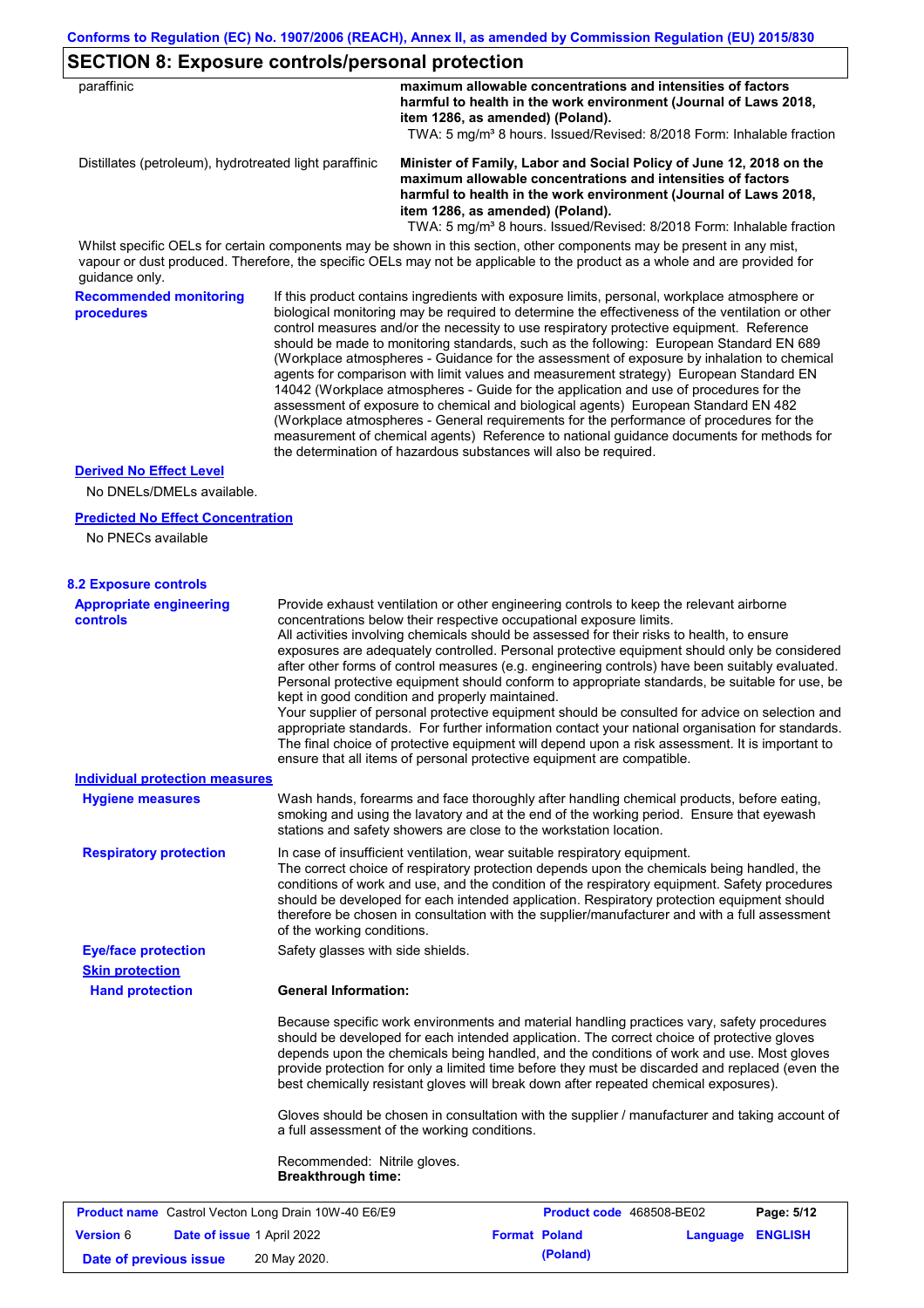## SECTION 8: Exposure controls/personal protection

| | |
|---|---|
| paraffinic | **maximum allowable concentrations and intensities of factors harmful to health in the work environment (Journal of Laws 2018, item 1286, as amended) (Poland).** TWA: 5 mg/m³ 8 hours. Issued/Revised: 8/2018 Form: Inhalable fraction |
| Distillates (petroleum), hydrotreated light paraffinic | **Minister of Family, Labor and Social Policy of June 12, 2018 on the maximum allowable concentrations and intensities of factors harmful to health in the work environment (Journal of Laws 2018, item 1286, as amended) (Poland).** TWA: 5 mg/m³ 8 hours. Issued/Revised: 8/2018 Form: Inhalable fraction |

Whilst specific OELs for certain components may be shown in this section, other components may be present in any mist, vapour or dust produced. Therefore, the specific OELs may not be applicable to the product as a whole and are provided for guidance only.

**Recommended monitoring procedures**

If this product contains ingredients with exposure limits, personal, workplace atmosphere or biological monitoring may be required to determine the effectiveness of the ventilation or other control measures and/or the necessity to use respiratory protective equipment. Reference should be made to monitoring standards, such as the following: European Standard EN 689 (Workplace atmospheres - Guidance for the assessment of exposure by inhalation to chemical agents for comparison with limit values and measurement strategy) European Standard EN 14042 (Workplace atmospheres - Guide for the application and use of procedures for the assessment of exposure to chemical and biological agents) European Standard EN 482 (Workplace atmospheres - General requirements for the performance of procedures for the measurement of chemical agents) Reference to national guidance documents for methods for the determination of hazardous substances will also be required.

**Derived No Effect Level**

No DNELs/DMELs available.

**Predicted No Effect Concentration**

No PNECs available

### 8.2 Exposure controls

**Appropriate engineering controls**

Provide exhaust ventilation or other engineering controls to keep the relevant airborne concentrations below their respective occupational exposure limits.
All activities involving chemicals should be assessed for their risks to health, to ensure exposures are adequately controlled. Personal protective equipment should only be considered after other forms of control measures (e.g. engineering controls) have been suitably evaluated. Personal protective equipment should conform to appropriate standards, be suitable for use, be kept in good condition and properly maintained.
Your supplier of personal protective equipment should be consulted for advice on selection and appropriate standards. For further information contact your national organisation for standards.
The final choice of protective equipment will depend upon a risk assessment. It is important to ensure that all items of personal protective equipment are compatible.

**Individual protection measures**

**Hygiene measures**

Wash hands, forearms and face thoroughly after handling chemical products, before eating, smoking and using the lavatory and at the end of the working period. Ensure that eyewash stations and safety showers are close to the workstation location.

**Respiratory protection**

In case of insufficient ventilation, wear suitable respiratory equipment.
The correct choice of respiratory protection depends upon the chemicals being handled, the conditions of work and use, and the condition of the respiratory equipment. Safety procedures should be developed for each intended application. Respiratory protection equipment should therefore be chosen in consultation with the supplier/manufacturer and with a full assessment of the working conditions.

**Eye/face protection**

Safety glasses with side shields.

**Skin protection**

**Hand protection**

**General Information:**

Because specific work environments and material handling practices vary, safety procedures should be developed for each intended application. The correct choice of protective gloves depends upon the chemicals being handled, and the conditions of work and use. Most gloves provide protection for only a limited time before they must be discarded and replaced (even the best chemically resistant gloves will break down after repeated chemical exposures).

Gloves should be chosen in consultation with the supplier / manufacturer and taking account of a full assessment of the working conditions.

Recommended: Nitrile gloves.
**Breakthrough time:**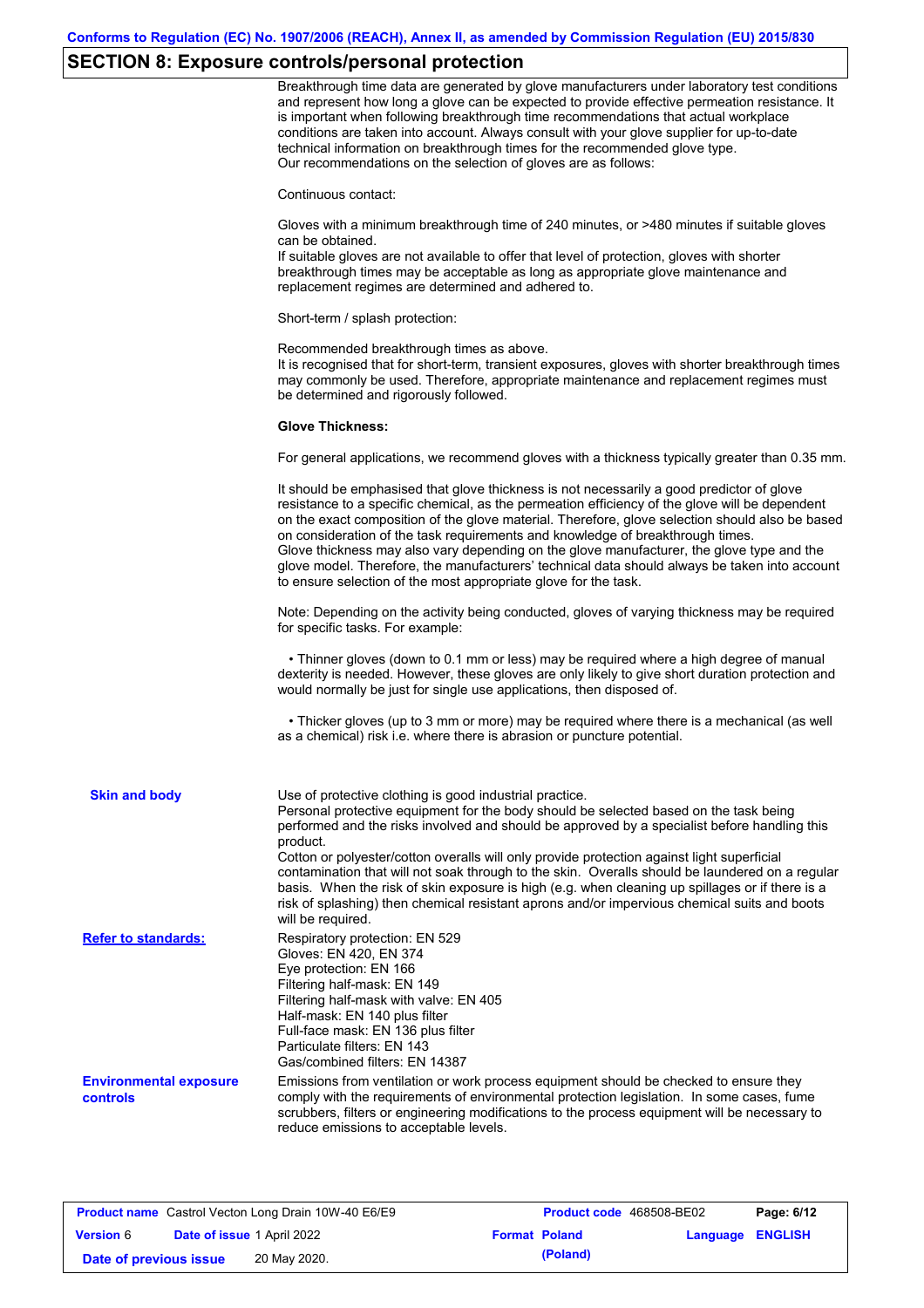## SECTION 8: Exposure controls/personal protection

Breakthrough time data are generated by glove manufacturers under laboratory test conditions and represent how long a glove can be expected to provide effective permeation resistance. It is important when following breakthrough time recommendations that actual workplace conditions are taken into account. Always consult with your glove supplier for up-to-date technical information on breakthrough times for the recommended glove type.
Our recommendations on the selection of gloves are as follows:

Continuous contact:

Gloves with a minimum breakthrough time of 240 minutes, or >480 minutes if suitable gloves can be obtained.
If suitable gloves are not available to offer that level of protection, gloves with shorter breakthrough times may be acceptable as long as appropriate glove maintenance and replacement regimes are determined and adhered to.

Short-term / splash protection:

Recommended breakthrough times as above.
It is recognised that for short-term, transient exposures, gloves with shorter breakthrough times may commonly be used. Therefore, appropriate maintenance and replacement regimes must be determined and rigorously followed.

**Glove Thickness:**

For general applications, we recommend gloves with a thickness typically greater than 0.35 mm.

It should be emphasised that glove thickness is not necessarily a good predictor of glove resistance to a specific chemical, as the permeation efficiency of the glove will be dependent on the exact composition of the glove material. Therefore, glove selection should also be based on consideration of the task requirements and knowledge of breakthrough times.
Glove thickness may also vary depending on the glove manufacturer, the glove type and the glove model. Therefore, the manufacturers' technical data should always be taken into account to ensure selection of the most appropriate glove for the task.

Note: Depending on the activity being conducted, gloves of varying thickness may be required for specific tasks. For example:

- Thinner gloves (down to 0.1 mm or less) may be required where a high degree of manual dexterity is needed. However, these gloves are only likely to give short duration protection and would normally be just for single use applications, then disposed of.

- Thicker gloves (up to 3 mm or more) may be required where there is a mechanical (as well as a chemical) risk i.e. where there is abrasion or puncture potential.

**Skin and body**

Use of protective clothing is good industrial practice.
Personal protective equipment for the body should be selected based on the task being performed and the risks involved and should be approved by a specialist before handling this product.
Cotton or polyester/cotton overalls will only provide protection against light superficial contamination that will not soak through to the skin. Overalls should be laundered on a regular basis. When the risk of skin exposure is high (e.g. when cleaning up spillages or if there is a risk of splashing) then chemical resistant aprons and/or impervious chemical suits and boots will be required.

**Refer to standards:**

Respiratory protection: EN 529
Gloves: EN 420, EN 374
Eye protection: EN 166
Filtering half-mask: EN 149
Filtering half-mask with valve: EN 405
Half-mask: EN 140 plus filter
Full-face mask: EN 136 plus filter
Particulate filters: EN 143
Gas/combined filters: EN 14387

**Environmental exposure controls**

Emissions from ventilation or work process equipment should be checked to ensure they comply with the requirements of environmental protection legislation. In some cases, fume scrubbers, filters or engineering modifications to the process equipment will be necessary to reduce emissions to acceptable levels.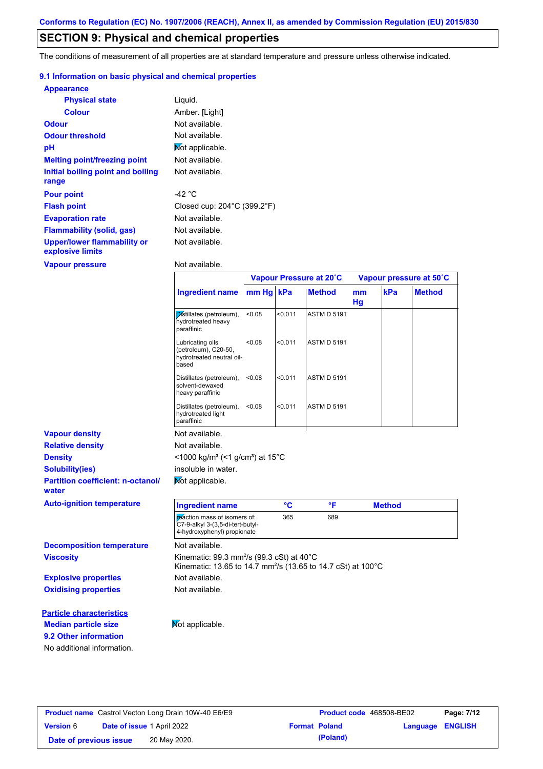Conforms to Regulation (EC) No. 1907/2006 (REACH), Annex II, as amended by Commission Regulation (EU) 2015/830

## SECTION 9: Physical and chemical properties

The conditions of measurement of all properties are at standard temperature and pressure unless otherwise indicated.

### 9.1 Information on basic physical and chemical properties

**Appearance**

| | |
|---|---|
| **Physical state** | Liquid. |
| **Colour** | Amber. [Light] |
| **Odour** | Not available. |
| **Odour threshold** | Not available. |
| **pH** | Not applicable. |
| **Melting point/freezing point** | Not available. |
| **Initial boiling point and boiling range** | Not available. |
| **Pour point** | -42 °C |
| **Flash point** | Closed cup: 204°C (399.2°F) |
| **Evaporation rate** | Not available. |
| **Flammability (solid, gas)** | Not available. |
| **Upper/lower flammability or explosive limits** | Not available. |
| **Vapour pressure** | Not available. |

| | Vapour Pressure at 20˚C | | | Vapour pressure at 50˚C | | |
|---|---|---|---|---|---|---|
| **Ingredient name** | **mm Hg** | **kPa** | **Method** | **mm Hg** | **kPa** | **Method** |
| Distillates (petroleum), hydrotreated heavy paraffinic | <0.08 | <0.011 | ASTM D 5191 | | | |
| Lubricating oils (petroleum), C20-50, hydrotreated neutral oil-based | <0.08 | <0.011 | ASTM D 5191 | | | |
| Distillates (petroleum), solvent-dewaxed heavy paraffinic | <0.08 | <0.011 | ASTM D 5191 | | | |
| Distillates (petroleum), hydrotreated light paraffinic | <0.08 | <0.011 | ASTM D 5191 | | | |

| | |
|---|---|
| **Vapour density** | Not available. |
| **Relative density** | Not available. |
| **Density** | <1000 kg/m³ (<1 g/cm³) at 15°C |
| **Solubility(ies)** | insoluble in water. |
| **Partition coefficient: n-octanol/water** | Not applicable. |
| **Auto-ignition temperature** | |

| Ingredient name | °C | °F | Method |
|---|---|---|---|
| reaction mass of isomers of: C7-9-alkyl 3-(3,5-di-tert-butyl-4-hydroxyphenyl) propionate | 365 | 689 | |

| | |
|---|---|
| **Decomposition temperature** | Not available. |
| **Viscosity** | Kinematic: 99.3 mm²/s (99.3 cSt) at 40°C<br>Kinematic: 13.65 to 14.7 mm²/s (13.65 to 14.7 cSt) at 100°C |
| **Explosive properties** | Not available. |
| **Oxidising properties** | Not available. |

**Particle characteristics**

| | |
|---|---|
| **Median particle size** | Not applicable. |

### 9.2 Other information

No additional information.

| | | |
|---|---|---|
| **Product name** Castrol Vecton Long Drain 10W-40 E6/E9 | **Product code** 468508-BE02 | |
| **Version** 6 **Date of issue** 1 April 2022 | **Format** Poland (Poland) | **Language** ENGLISH |
| **Date of previous issue** 20 May 2020. | | |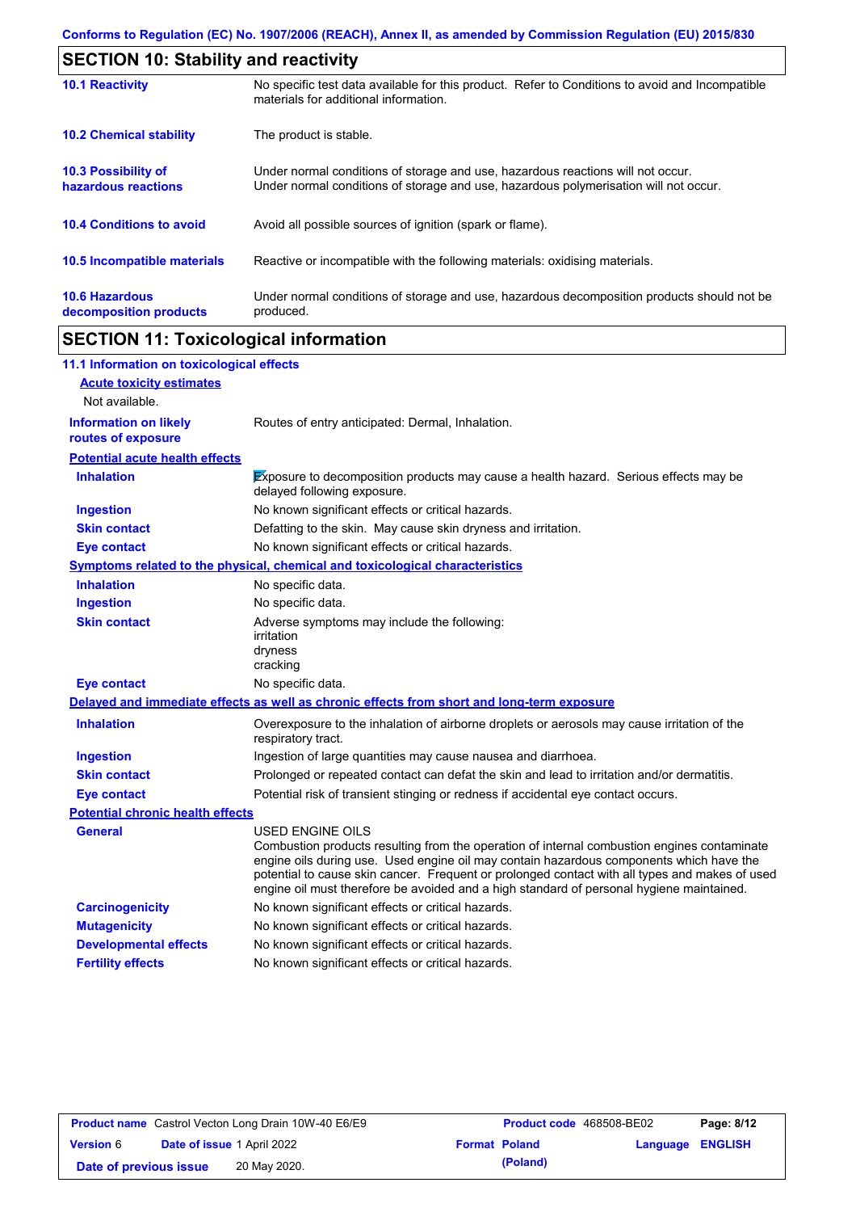## SECTION 10: Stability and reactivity

| | |
|---|---|
| **10.1 Reactivity** | No specific test data available for this product. Refer to Conditions to avoid and Incompatible materials for additional information. |
| **10.2 Chemical stability** | The product is stable. |
| **10.3 Possibility of hazardous reactions** | Under normal conditions of storage and use, hazardous reactions will not occur. Under normal conditions of storage and use, hazardous polymerisation will not occur. |
| **10.4 Conditions to avoid** | Avoid all possible sources of ignition (spark or flame). |
| **10.5 Incompatible materials** | Reactive or incompatible with the following materials: oxidising materials. |
| **10.6 Hazardous decomposition products** | Under normal conditions of storage and use, hazardous decomposition products should not be produced. |

## SECTION 11: Toxicological information

### 11.1 Information on toxicological effects

**Acute toxicity estimates**

Not available.

| | |
|---|---|
| **Information on likely routes of exposure** | Routes of entry anticipated: Dermal, Inhalation. |

**Potential acute health effects**

| | |
|---|---|
| **Inhalation** | Exposure to decomposition products may cause a health hazard. Serious effects may be delayed following exposure. |
| **Ingestion** | No known significant effects or critical hazards. |
| **Skin contact** | Defatting to the skin. May cause skin dryness and irritation. |
| **Eye contact** | No known significant effects or critical hazards. |

**Symptoms related to the physical, chemical and toxicological characteristics**

| | |
|---|---|
| **Inhalation** | No specific data. |
| **Ingestion** | No specific data. |
| **Skin contact** | Adverse symptoms may include the following:<br>irritation<br>dryness<br>cracking |
| **Eye contact** | No specific data. |

**Delayed and immediate effects as well as chronic effects from short and long-term exposure**

| | |
|---|---|
| **Inhalation** | Overexposure to the inhalation of airborne droplets or aerosols may cause irritation of the respiratory tract. |
| **Ingestion** | Ingestion of large quantities may cause nausea and diarrhoea. |
| **Skin contact** | Prolonged or repeated contact can defat the skin and lead to irritation and/or dermatitis. |
| **Eye contact** | Potential risk of transient stinging or redness if accidental eye contact occurs. |

**Potential chronic health effects**

| | |
|---|---|
| **General** | USED ENGINE OILS<br>Combustion products resulting from the operation of internal combustion engines contaminate engine oils during use. Used engine oil may contain hazardous components which have the potential to cause skin cancer. Frequent or prolonged contact with all types and makes of used engine oil must therefore be avoided and a high standard of personal hygiene maintained. |
| **Carcinogenicity** | No known significant effects or critical hazards. |
| **Mutagenicity** | No known significant effects or critical hazards. |
| **Developmental effects** | No known significant effects or critical hazards. |
| **Fertility effects** | No known significant effects or critical hazards. |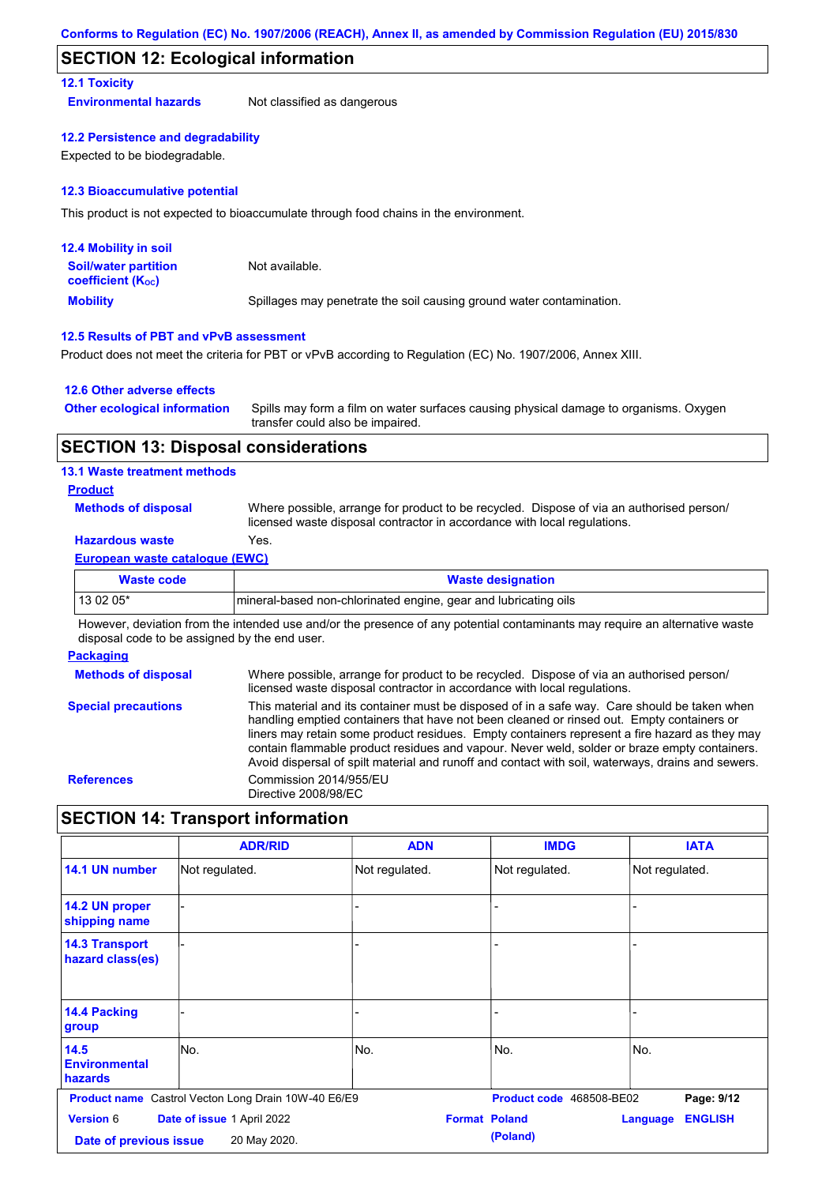## SECTION 12: Ecological information

### 12.1 Toxicity

**Environmental hazards** Not classified as dangerous

### 12.2 Persistence and degradability

Expected to be biodegradable.

### 12.3 Bioaccumulative potential

This product is not expected to bioaccumulate through food chains in the environment.

### 12.4 Mobility in soil

**Soil/water partition coefficient ($K_{OC}$)** Not available.

**Mobility** Spillages may penetrate the soil causing ground water contamination.

### 12.5 Results of PBT and vPvB assessment

Product does not meet the criteria for PBT or vPvB according to Regulation (EC) No. 1907/2006, Annex XIII.

### 12.6 Other adverse effects

**Other ecological information** Spills may form a film on water surfaces causing physical damage to organisms. Oxygen transfer could also be impaired.

## SECTION 13: Disposal considerations

### 13.1 Waste treatment methods

**Product**

**Methods of disposal** Where possible, arrange for product to be recycled. Dispose of via an authorised person/ licensed waste disposal contractor in accordance with local regulations.

**Hazardous waste** Yes.

**European waste catalogue (EWC)**

| Waste code | Waste designation |
|---|---|
| 13 02 05* | mineral-based non-chlorinated engine, gear and lubricating oils |

However, deviation from the intended use and/or the presence of any potential contaminants may require an alternative waste disposal code to be assigned by the end user.

**Packaging**

**Methods of disposal** Where possible, arrange for product to be recycled. Dispose of via an authorised person/ licensed waste disposal contractor in accordance with local regulations.

**Special precautions** This material and its container must be disposed of in a safe way. Care should be taken when handling emptied containers that have not been cleaned or rinsed out. Empty containers or liners may retain some product residues. Empty containers represent a fire hazard as they may contain flammable product residues and vapour. Never weld, solder or braze empty containers. Avoid dispersal of spilt material and runoff and contact with soil, waterways, drains and sewers.

**References** Commission 2014/955/EU
Directive 2008/98/EC

## SECTION 14: Transport information

| | ADR/RID | ADN | IMDG | IATA |
|---|---|---|---|---|
| 14.1 UN number | Not regulated. | Not regulated. | Not regulated. | Not regulated. |
| 14.2 UN proper shipping name | - | - | - | - |
| 14.3 Transport hazard class(es) | - | - | - | - |
| 14.4 Packing group | - | - | - | - |
| 14.5 Environmental hazards | No. | No. | No. | No. |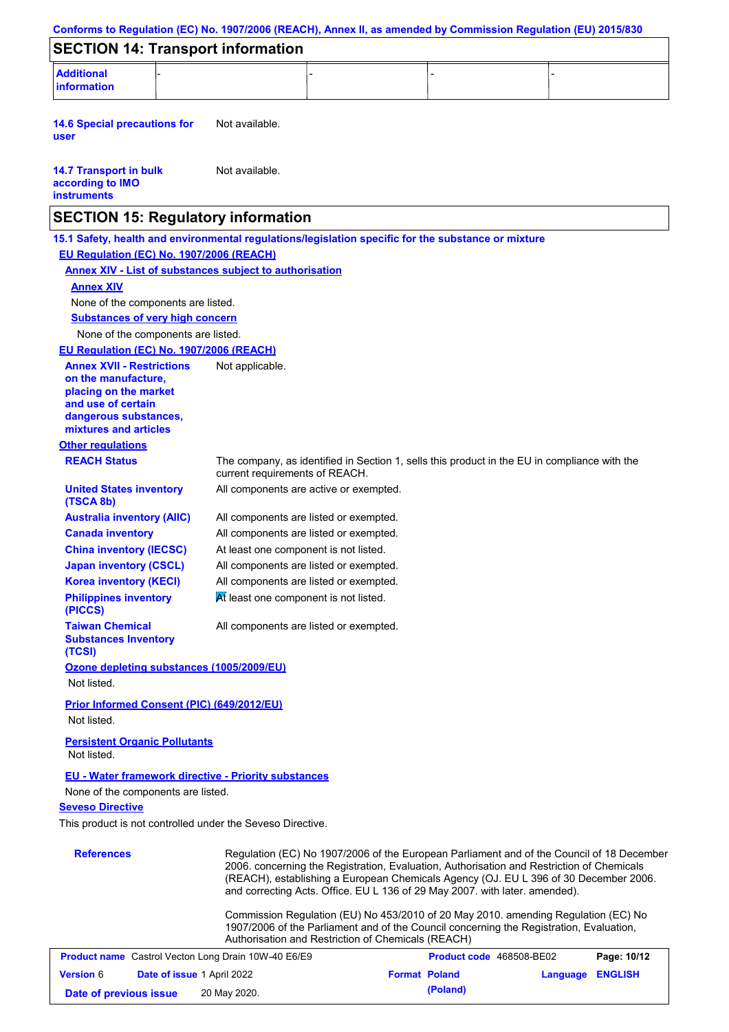## SECTION 14: Transport information

| Additional information | - | - | - | - |
|---|---|---|---|---|

**14.6 Special precautions for user** Not available.

**14.7 Transport in bulk according to IMO instruments** Not available.

## SECTION 15: Regulatory information

**15.1 Safety, health and environmental regulations/legislation specific for the substance or mixture**

**EU Regulation (EC) No. 1907/2006 (REACH)**

**Annex XIV - List of substances subject to authorisation**

**Annex XIV**

None of the components are listed.

**Substances of very high concern**

None of the components are listed.

**EU Regulation (EC) No. 1907/2006 (REACH)**

**Annex XVII - Restrictions on the manufacture, placing on the market and use of certain dangerous substances, mixtures and articles** Not applicable.

**Other regulations**

**REACH Status** The company, as identified in Section 1, sells this product in the EU in compliance with the current requirements of REACH.

**United States inventory (TSCA 8b)** All components are active or exempted.

**Australia inventory (AIIC)** All components are listed or exempted.

**Canada inventory** All components are listed or exempted.

**China inventory (IECSC)** At least one component is not listed.

**Japan inventory (CSCL)** All components are listed or exempted.

**Korea inventory (KECI)** All components are listed or exempted.

**Philippines inventory (PICCS)** At least one component is not listed.

**Taiwan Chemical Substances Inventory (TCSI)** All components are listed or exempted.

**Ozone depleting substances (1005/2009/EU)**

Not listed.

**Prior Informed Consent (PIC) (649/2012/EU)**

Not listed.

**Persistent Organic Pollutants**

Not listed.

**EU - Water framework directive - Priority substances**

None of the components are listed.

**Seveso Directive**

This product is not controlled under the Seveso Directive.

**References** Regulation (EC) No 1907/2006 of the European Parliament and of the Council of 18 December 2006. concerning the Registration, Evaluation, Authorisation and Restriction of Chemicals (REACH), establishing a European Chemicals Agency (OJ. EU L 396 of 30 December 2006. and correcting Acts. Office. EU L 136 of 29 May 2007. with later. amended).

Commission Regulation (EU) No 453/2010 of 20 May 2010. amending Regulation (EC) No 1907/2006 of the Parliament and of the Council concerning the Registration, Evaluation, Authorisation and Restriction of Chemicals (REACH)

| **Product name** Castrol Vecton Long Drain 10W-40 E6/E9 | **Product code** 468508-BE02 | **Page:** 10/12 |
|---|---|---|
| **Version** 6 **Date of issue** 1 April 2022 | **Format** Poland (Poland) | **Language** ENGLISH |
| **Date of previous issue** 20 May 2020. | | |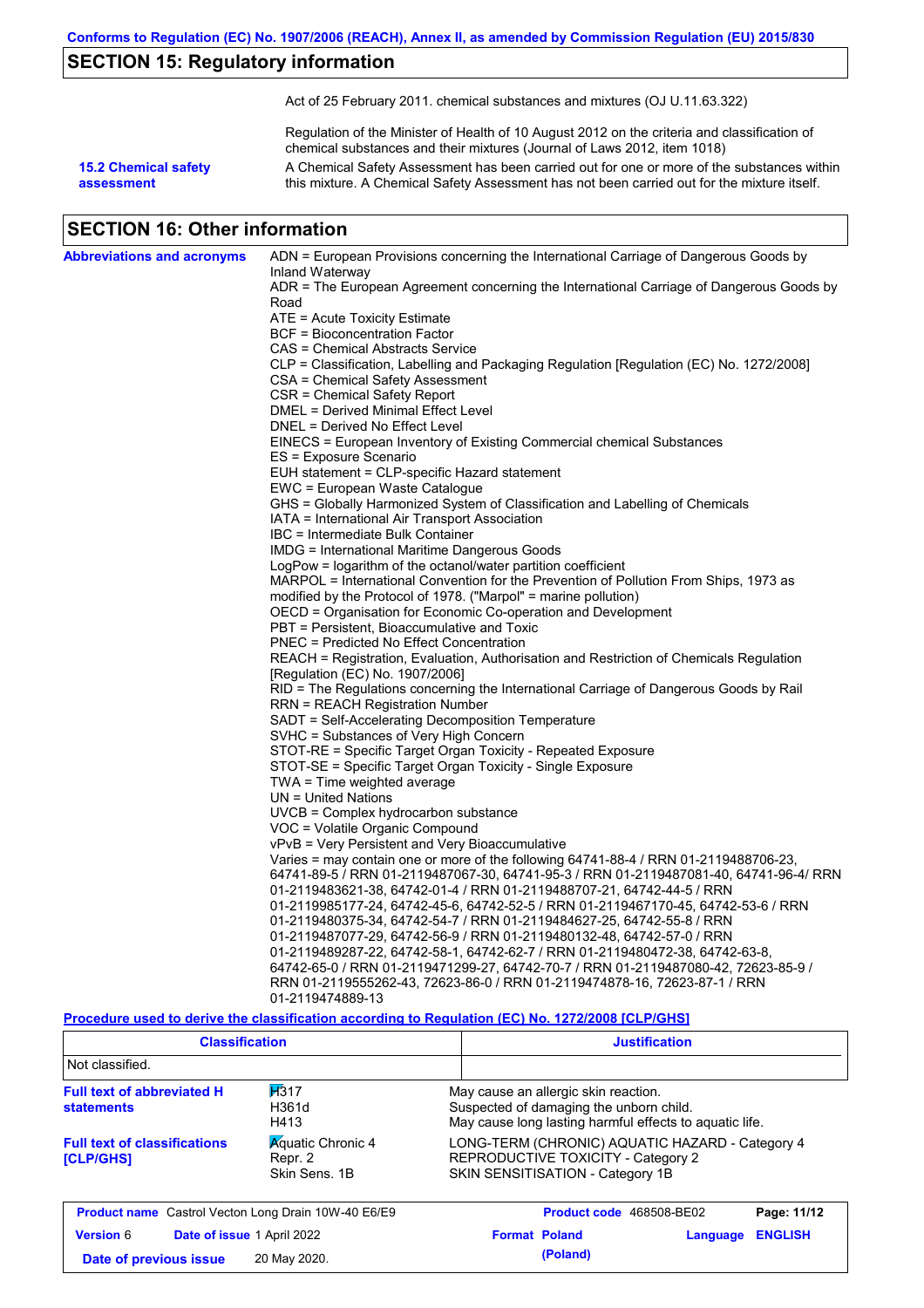## SECTION 15: Regulatory information

Act of 25 February 2011. chemical substances and mixtures (OJ U.11.63.322)

Regulation of the Minister of Health of 10 August 2012 on the criteria and classification of chemical substances and their mixtures (Journal of Laws 2012, item 1018)

**15.2 Chemical safety assessment**

A Chemical Safety Assessment has been carried out for one or more of the substances within this mixture. A Chemical Safety Assessment has not been carried out for the mixture itself.

## SECTION 16: Other information

**Abbreviations and acronyms**

ADN = European Provisions concerning the International Carriage of Dangerous Goods by Inland Waterway
ADR = The European Agreement concerning the International Carriage of Dangerous Goods by Road
ATE = Acute Toxicity Estimate
BCF = Bioconcentration Factor
CAS = Chemical Abstracts Service
CLP = Classification, Labelling and Packaging Regulation [Regulation (EC) No. 1272/2008]
CSA = Chemical Safety Assessment
CSR = Chemical Safety Report
DMEL = Derived Minimal Effect Level
DNEL = Derived No Effect Level
EINECS = European Inventory of Existing Commercial chemical Substances
ES = Exposure Scenario
EUH statement = CLP-specific Hazard statement
EWC = European Waste Catalogue
GHS = Globally Harmonized System of Classification and Labelling of Chemicals
IATA = International Air Transport Association
IBC = Intermediate Bulk Container
IMDG = International Maritime Dangerous Goods
LogPow = logarithm of the octanol/water partition coefficient
MARPOL = International Convention for the Prevention of Pollution From Ships, 1973 as modified by the Protocol of 1978. ("Marpol" = marine pollution)
OECD = Organisation for Economic Co-operation and Development
PBT = Persistent, Bioaccumulative and Toxic
PNEC = Predicted No Effect Concentration
REACH = Registration, Evaluation, Authorisation and Restriction of Chemicals Regulation [Regulation (EC) No. 1907/2006]
RID = The Regulations concerning the International Carriage of Dangerous Goods by Rail
RRN = REACH Registration Number
SADT = Self-Accelerating Decomposition Temperature
SVHC = Substances of Very High Concern
STOT-RE = Specific Target Organ Toxicity - Repeated Exposure
STOT-SE = Specific Target Organ Toxicity - Single Exposure
TWA = Time weighted average
UN = United Nations
UVCB = Complex hydrocarbon substance
VOC = Volatile Organic Compound
vPvB = Very Persistent and Very Bioaccumulative
Varies = may contain one or more of the following 64741-88-4 / RRN 01-2119488706-23, 64741-89-5 / RRN 01-2119487067-30, 64741-95-3 / RRN 01-2119487081-40, 64741-96-4/ RRN 01-2119483621-38, 64742-01-4 / RRN 01-2119488707-21, 64742-44-5 / RRN 01-2119985177-24, 64742-45-6, 64742-52-5 / RRN 01-2119467170-45, 64742-53-6 / RRN 01-2119480375-34, 64742-54-7 / RRN 01-2119484627-25, 64742-55-8 / RRN 01-2119487077-29, 64742-56-9 / RRN 01-2119480132-48, 64742-57-0 / RRN 01-2119489287-22, 64742-58-1, 64742-62-7 / RRN 01-2119480472-38, 64742-63-8, 64742-65-0 / RRN 01-2119471299-27, 64742-70-7 / RRN 01-2119487080-42, 72623-85-9 / RRN 01-2119555262-43, 72623-86-0 / RRN 01-2119474878-16, 72623-87-1 / RRN 01-2119474889-13

**Procedure used to derive the classification according to Regulation (EC) No. 1272/2008 [CLP/GHS]**

| Classification | Justification |
|---|---|
| Not classified. | |

**Full text of abbreviated H statements**

| | |
|---|---|
| H317 | May cause an allergic skin reaction. |
| H361d | Suspected of damaging the unborn child. |
| H413 | May cause long lasting harmful effects to aquatic life. |

**Full text of classifications [CLP/GHS]**

| | |
|---|---|
| Aquatic Chronic 4 | LONG-TERM (CHRONIC) AQUATIC HAZARD - Category 4 |
| Repr. 2 | REPRODUCTIVE TOXICITY - Category 2 |
| Skin Sens. 1B | SKIN SENSITISATION - Category 1B |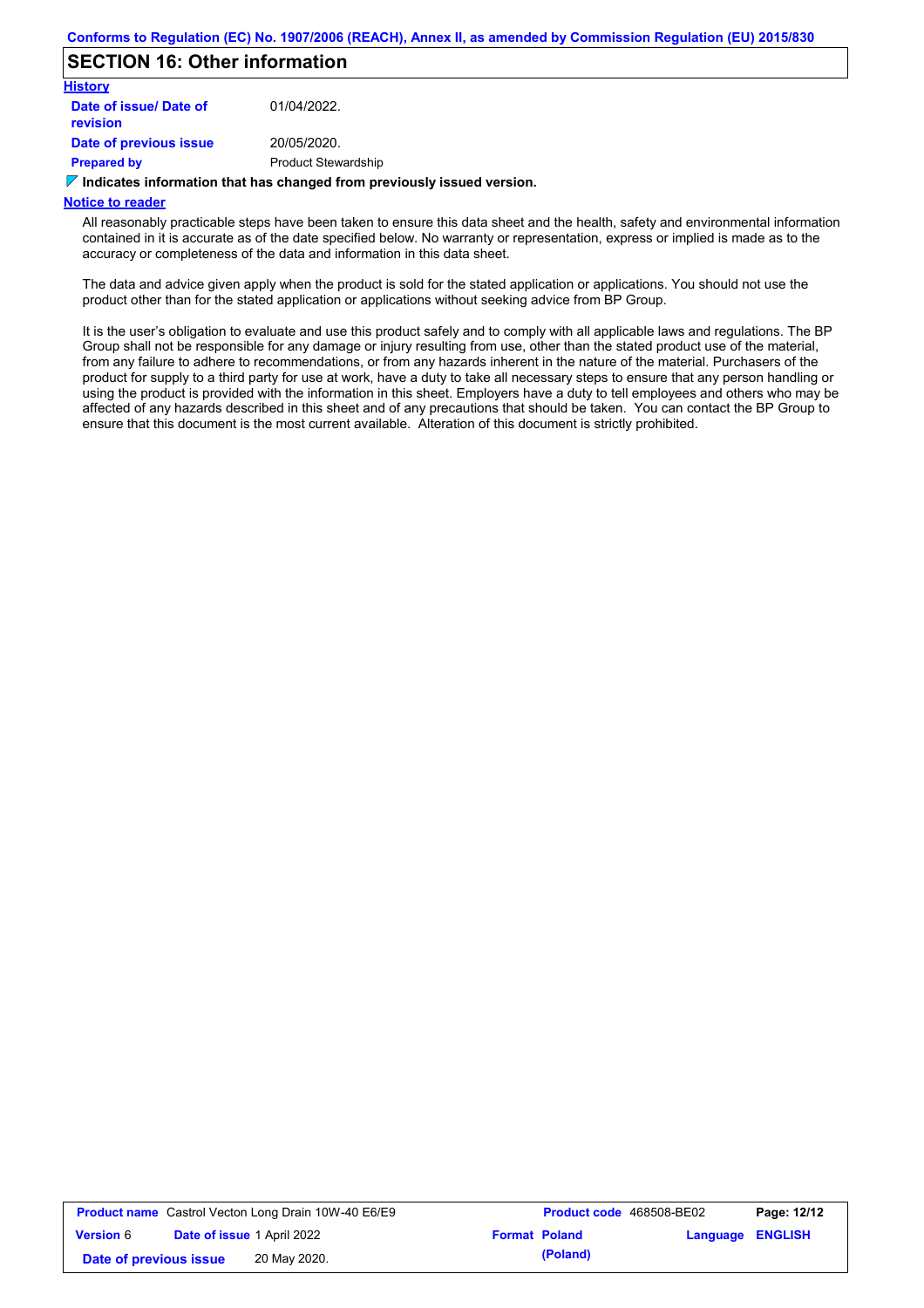## SECTION 16: Other information

**History**

| | |
|---|---|
| **Date of issue/ Date of revision** | 01/04/2022. |
| **Date of previous issue** | 20/05/2020. |
| **Prepared by** | Product Stewardship |

**Indicates information that has changed from previously issued version.**

**Notice to reader**

All reasonably practicable steps have been taken to ensure this data sheet and the health, safety and environmental information contained in it is accurate as of the date specified below. No warranty or representation, express or implied is made as to the accuracy or completeness of the data and information in this data sheet.

The data and advice given apply when the product is sold for the stated application or applications. You should not use the product other than for the stated application or applications without seeking advice from BP Group.

It is the user's obligation to evaluate and use this product safely and to comply with all applicable laws and regulations. The BP Group shall not be responsible for any damage or injury resulting from use, other than the stated product use of the material, from any failure to adhere to recommendations, or from any hazards inherent in the nature of the material. Purchasers of the product for supply to a third party for use at work, have a duty to take all necessary steps to ensure that any person handling or using the product is provided with the information in this sheet. Employers have a duty to tell employees and others who may be affected of any hazards described in this sheet and of any precautions that should be taken. You can contact the BP Group to ensure that this document is the most current available. Alteration of this document is strictly prohibited.